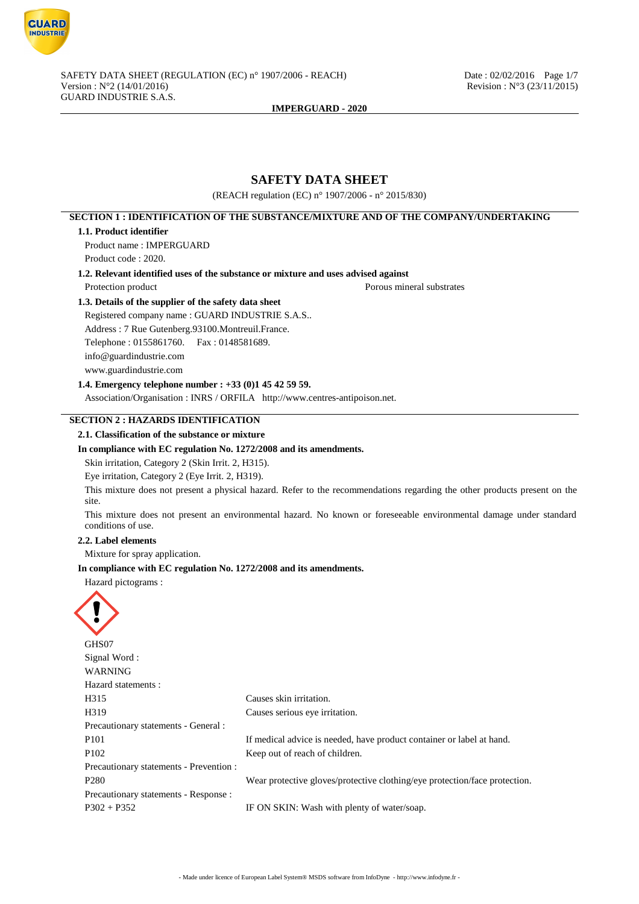# SAFETY DATA SHEET

(REACH regulation (EC) n° 1907/2006 - n° 2015/830)

## SECTION 1 : IDENTIFICATION OF THE SUBSTANCE/MIXTURE AND OF THE COMPANY/UNDERTAKING

### 1.1. Product identifier

Product name : IMPERGUARD

Product code : 2020.

### 1.2. Relevant identified uses of the substance or mixture and uses advised against

Protection product — Porous mineral substrates

### 1.3. Details of the supplier of the safety data sheet

Registered company name : GUARD INDUSTRIE S.A.S..

Address : 7 Rue Gutenberg.93100.Montreuil.France.

Telephone : 0155861760. Fax : 0148581689.

info@guardindustrie.com

www.guardindustrie.com

### 1.4. Emergency telephone number : +33 (0)1 45 42 59 59.

Association/Organisation : INRS / ORFILA http://www.centres-antipoison.net.

## SECTION 2 : HAZARDS IDENTIFICATION

### 2.1. Classification of the substance or mixture

**In compliance with EC regulation No. 1272/2008 and its amendments.**

Skin irritation, Category 2 (Skin Irrit. 2, H315).

Eye irritation, Category 2 (Eye Irrit. 2, H319).

This mixture does not present a physical hazard. Refer to the recommendations regarding the other products present on the site.

This mixture does not present an environmental hazard. No known or foreseeable environmental damage under standard conditions of use.

### 2.2. Label elements

Mixture for spray application.

**In compliance with EC regulation No. 1272/2008 and its amendments.**

Hazard pictograms :

GHS07

Signal Word :

WARNING

Hazard statements :

| | |
|---|---|
| H315 | Causes skin irritation. |
| H319 | Causes serious eye irritation. |
| Precautionary statements - General : | |
| P101 | If medical advice is needed, have product container or label at hand. |
| P102 | Keep out of reach of children. |
| Precautionary statements - Prevention : | |
| P280 | Wear protective gloves/protective clothing/eye protection/face protection. |
| Precautionary statements - Response : | |
| P302 + P352 | IF ON SKIN: Wash with plenty of water/soap. |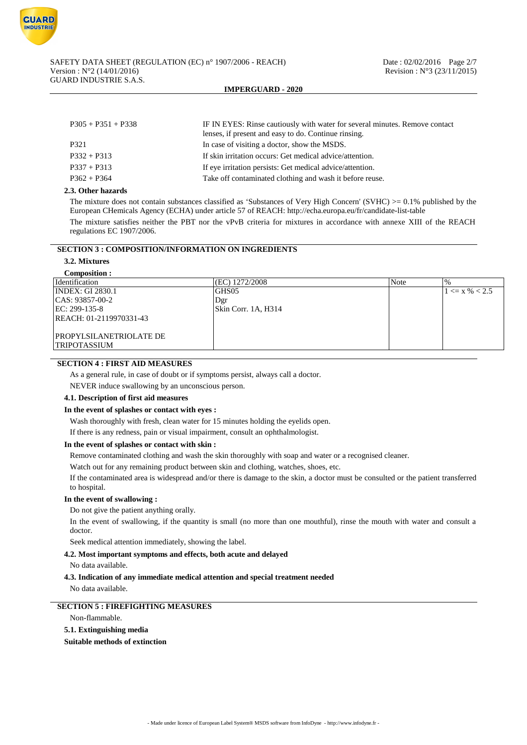| | |
|---|---|
| P305 + P351 + P338 | IF IN EYES: Rinse cautiously with water for several minutes. Remove contact lenses, if present and easy to do. Continue rinsing. |
| P321 | In case of visiting a doctor, show the MSDS. |
| P332 + P313 | If skin irritation occurs: Get medical advice/attention. |
| P337 + P313 | If eye irritation persists: Get medical advice/attention. |
| P362 + P364 | Take off contaminated clothing and wash it before reuse. |

### 2.3. Other hazards

The mixture does not contain substances classified as 'Substances of Very High Concern' (SVHC) >= 0.1% published by the European CHemicals Agency (ECHA) under article 57 of REACH: http://echa.europa.eu/fr/candidate-list-table

The mixture satisfies neither the PBT nor the vPvB criteria for mixtures in accordance with annexe XIII of the REACH regulations EC 1907/2006.

## SECTION 3 : COMPOSITION/INFORMATION ON INGREDIENTS

### 3.2. Mixtures

**Composition :**

| Identification | (EC) 1272/2008 | Note | % |
|---|---|---|---|
| INDEX: GI 2830.1<br>CAS: 93857-00-2<br>EC: 299-135-8<br>REACH: 01-2119970331-43<br><br>PROPYLSILANETRIOLATE DE TRIPOTASSIUM | GHS05<br>Dgr<br>Skin Corr. 1A, H314 | | 1 <= x % < 2.5 |

## SECTION 4 : FIRST AID MEASURES

As a general rule, in case of doubt or if symptoms persist, always call a doctor.

NEVER induce swallowing by an unconscious person.

### 4.1. Description of first aid measures

**In the event of splashes or contact with eyes :**

Wash thoroughly with fresh, clean water for 15 minutes holding the eyelids open.

If there is any redness, pain or visual impairment, consult an ophthalmologist.

**In the event of splashes or contact with skin :**

Remove contaminated clothing and wash the skin thoroughly with soap and water or a recognised cleaner.

Watch out for any remaining product between skin and clothing, watches, shoes, etc.

If the contaminated area is widespread and/or there is damage to the skin, a doctor must be consulted or the patient transferred to hospital.

**In the event of swallowing :**

Do not give the patient anything orally.

In the event of swallowing, if the quantity is small (no more than one mouthful), rinse the mouth with water and consult a doctor.

Seek medical attention immediately, showing the label.

### 4.2. Most important symptoms and effects, both acute and delayed

No data available.

### 4.3. Indication of any immediate medical attention and special treatment needed

No data available.

## SECTION 5 : FIREFIGHTING MEASURES

Non-flammable.

### 5.1. Extinguishing media

**Suitable methods of extinction**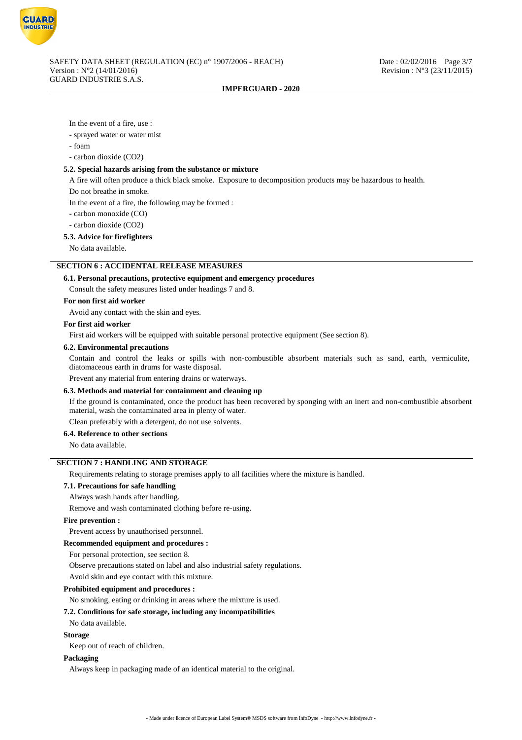In the event of a fire, use :

- sprayed water or water mist
- foam
- carbon dioxide ($CO_2$)

### 5.2. Special hazards arising from the substance or mixture

A fire will often produce a thick black smoke. Exposure to decomposition products may be hazardous to health.

Do not breathe in smoke.

In the event of a fire, the following may be formed :

- carbon monoxide (CO)
- carbon dioxide ($CO_2$)

### 5.3. Advice for firefighters

No data available.

## SECTION 6 : ACCIDENTAL RELEASE MEASURES

### 6.1. Personal precautions, protective equipment and emergency procedures

Consult the safety measures listed under headings 7 and 8.

**For non first aid worker**

Avoid any contact with the skin and eyes.

**For first aid worker**

First aid workers will be equipped with suitable personal protective equipment (See section 8).

### 6.2. Environmental precautions

Contain and control the leaks or spills with non-combustible absorbent materials such as sand, earth, vermiculite, diatomaceous earth in drums for waste disposal.

Prevent any material from entering drains or waterways.

### 6.3. Methods and material for containment and cleaning up

If the ground is contaminated, once the product has been recovered by sponging with an inert and non-combustible absorbent material, wash the contaminated area in plenty of water.

Clean preferably with a detergent, do not use solvents.

### 6.4. Reference to other sections

No data available.

## SECTION 7 : HANDLING AND STORAGE

Requirements relating to storage premises apply to all facilities where the mixture is handled.

### 7.1. Precautions for safe handling

Always wash hands after handling.

Remove and wash contaminated clothing before re-using.

**Fire prevention :**

Prevent access by unauthorised personnel.

**Recommended equipment and procedures :**

For personal protection, see section 8.

Observe precautions stated on label and also industrial safety regulations.

Avoid skin and eye contact with this mixture.

**Prohibited equipment and procedures :**

No smoking, eating or drinking in areas where the mixture is used.

### 7.2. Conditions for safe storage, including any incompatibilities

No data available.

**Storage**

Keep out of reach of children.

**Packaging**

Always keep in packaging made of an identical material to the original.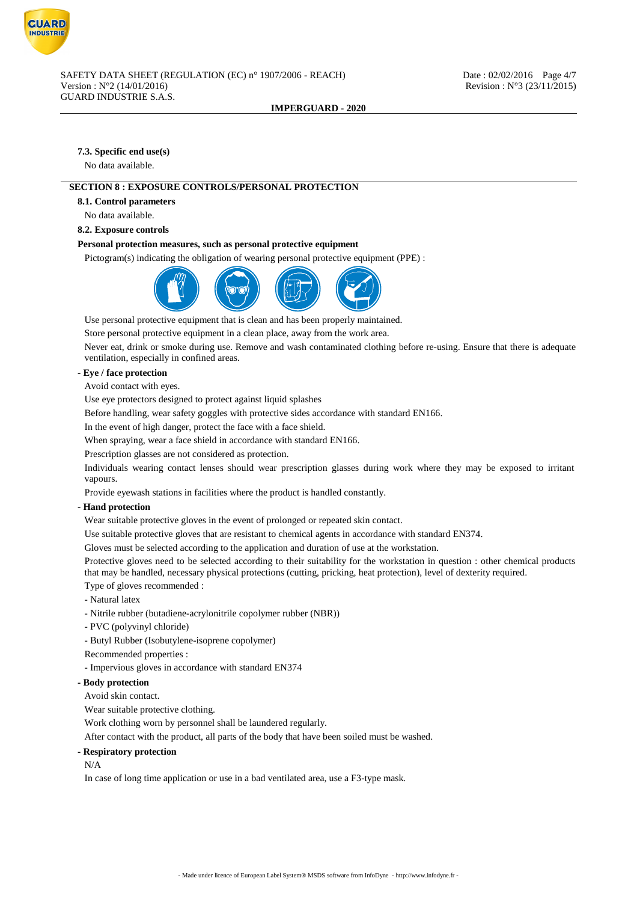### 7.3. Specific end use(s)

No data available.

## SECTION 8 : EXPOSURE CONTROLS/PERSONAL PROTECTION

### 8.1. Control parameters

No data available.

### 8.2. Exposure controls

**Personal protection measures, such as personal protective equipment**

Pictogram(s) indicating the obligation of wearing personal protective equipment (PPE) :

Use personal protective equipment that is clean and has been properly maintained.

Store personal protective equipment in a clean place, away from the work area.

Never eat, drink or smoke during use. Remove and wash contaminated clothing before re-using. Ensure that there is adequate ventilation, especially in confined areas.

**- Eye / face protection**

Avoid contact with eyes.

Use eye protectors designed to protect against liquid splashes

Before handling, wear safety goggles with protective sides accordance with standard EN166.

In the event of high danger, protect the face with a face shield.

When spraying, wear a face shield in accordance with standard EN166.

Prescription glasses are not considered as protection.

Individuals wearing contact lenses should wear prescription glasses during work where they may be exposed to irritant vapours.

Provide eyewash stations in facilities where the product is handled constantly.

**- Hand protection**

Wear suitable protective gloves in the event of prolonged or repeated skin contact.

Use suitable protective gloves that are resistant to chemical agents in accordance with standard EN374.

Gloves must be selected according to the application and duration of use at the workstation.

Protective gloves need to be selected according to their suitability for the workstation in question : other chemical products that may be handled, necessary physical protections (cutting, pricking, heat protection), level of dexterity required.

Type of gloves recommended :

- Natural latex
- Nitrile rubber (butadiene-acrylonitrile copolymer rubber (NBR))
- PVC (polyvinyl chloride)
- Butyl Rubber (Isobutylene-isoprene copolymer)

Recommended properties :

- Impervious gloves in accordance with standard EN374

**- Body protection**

Avoid skin contact.

Wear suitable protective clothing.

Work clothing worn by personnel shall be laundered regularly.

After contact with the product, all parts of the body that have been soiled must be washed.

**- Respiratory protection**

N/A

In case of long time application or use in a bad ventilated area, use a F3-type mask.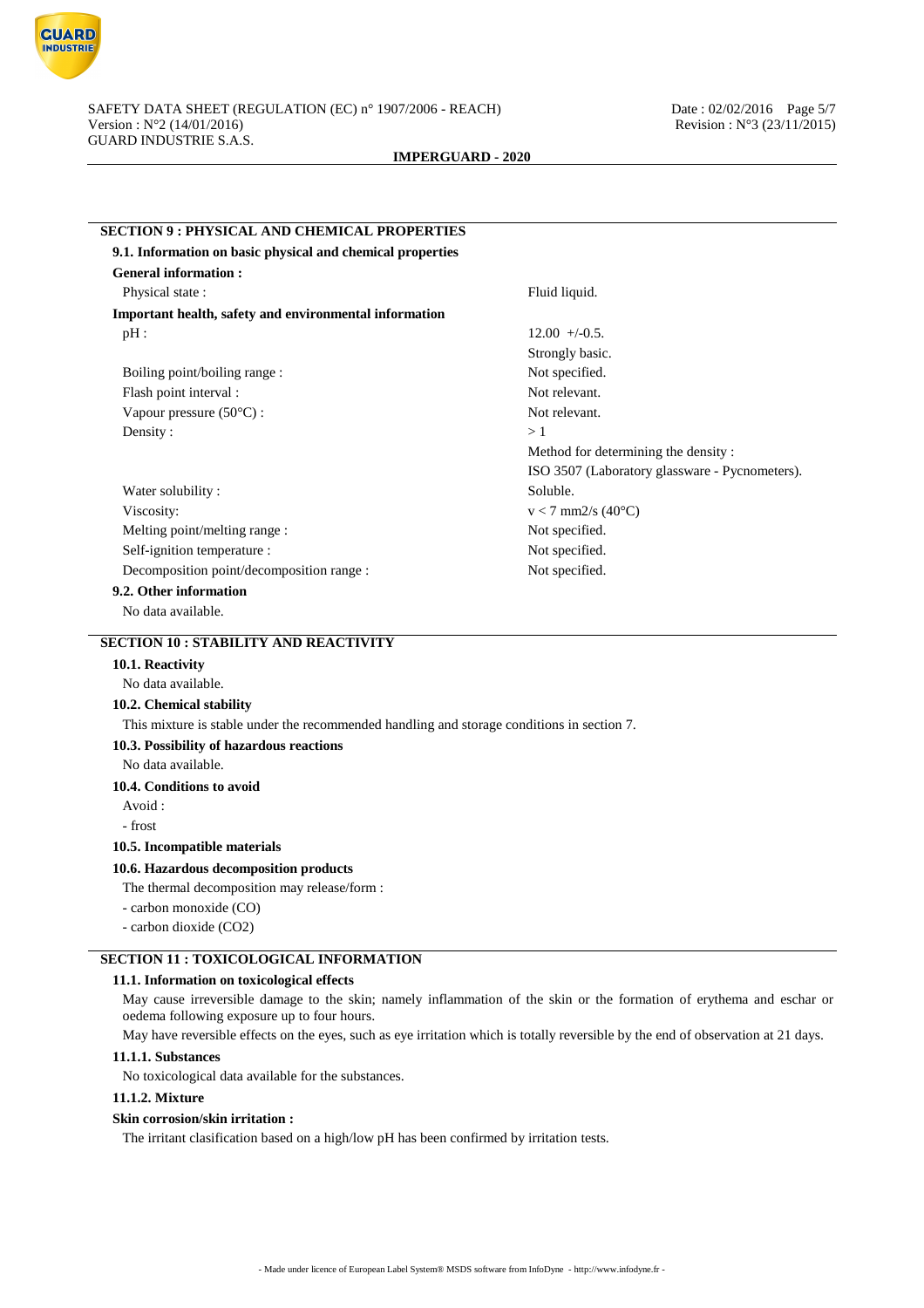## SECTION 9 : PHYSICAL AND CHEMICAL PROPERTIES

### 9.1. Information on basic physical and chemical properties

**General information :**

| | |
|---|---|
| Physical state : | Fluid liquid. |

**Important health, safety and environmental information**

| | |
|---|---|
| pH : | 12.00 +/-0.5. |
| | Strongly basic. |
| Boiling point/boiling range : | Not specified. |
| Flash point interval : | Not relevant. |
| Vapour pressure (50°C) : | Not relevant. |
| Density : | > 1 |
| | Method for determining the density : |
| | ISO 3507 (Laboratory glassware - Pycnometers). |
| Water solubility : | Soluble. |
| Viscosity: | v < 7 mm2/s (40°C) |
| Melting point/melting range : | Not specified. |
| Self-ignition temperature : | Not specified. |
| Decomposition point/decomposition range : | Not specified. |

### 9.2. Other information

No data available.

## SECTION 10 : STABILITY AND REACTIVITY

### 10.1. Reactivity

No data available.

### 10.2. Chemical stability

This mixture is stable under the recommended handling and storage conditions in section 7.

### 10.3. Possibility of hazardous reactions

No data available.

### 10.4. Conditions to avoid

Avoid :

- frost

### 10.5. Incompatible materials

### 10.6. Hazardous decomposition products

The thermal decomposition may release/form :

- carbon monoxide (CO)
- carbon dioxide ($CO_2$)

## SECTION 11 : TOXICOLOGICAL INFORMATION

### 11.1. Information on toxicological effects

May cause irreversible damage to the skin; namely inflammation of the skin or the formation of erythema and eschar or oedema following exposure up to four hours.

May have reversible effects on the eyes, such as eye irritation which is totally reversible by the end of observation at 21 days.

#### 11.1.1. Substances

No toxicological data available for the substances.

#### 11.1.2. Mixture

**Skin corrosion/skin irritation :**

The irritant clasification based on a high/low pH has been confirmed by irritation tests.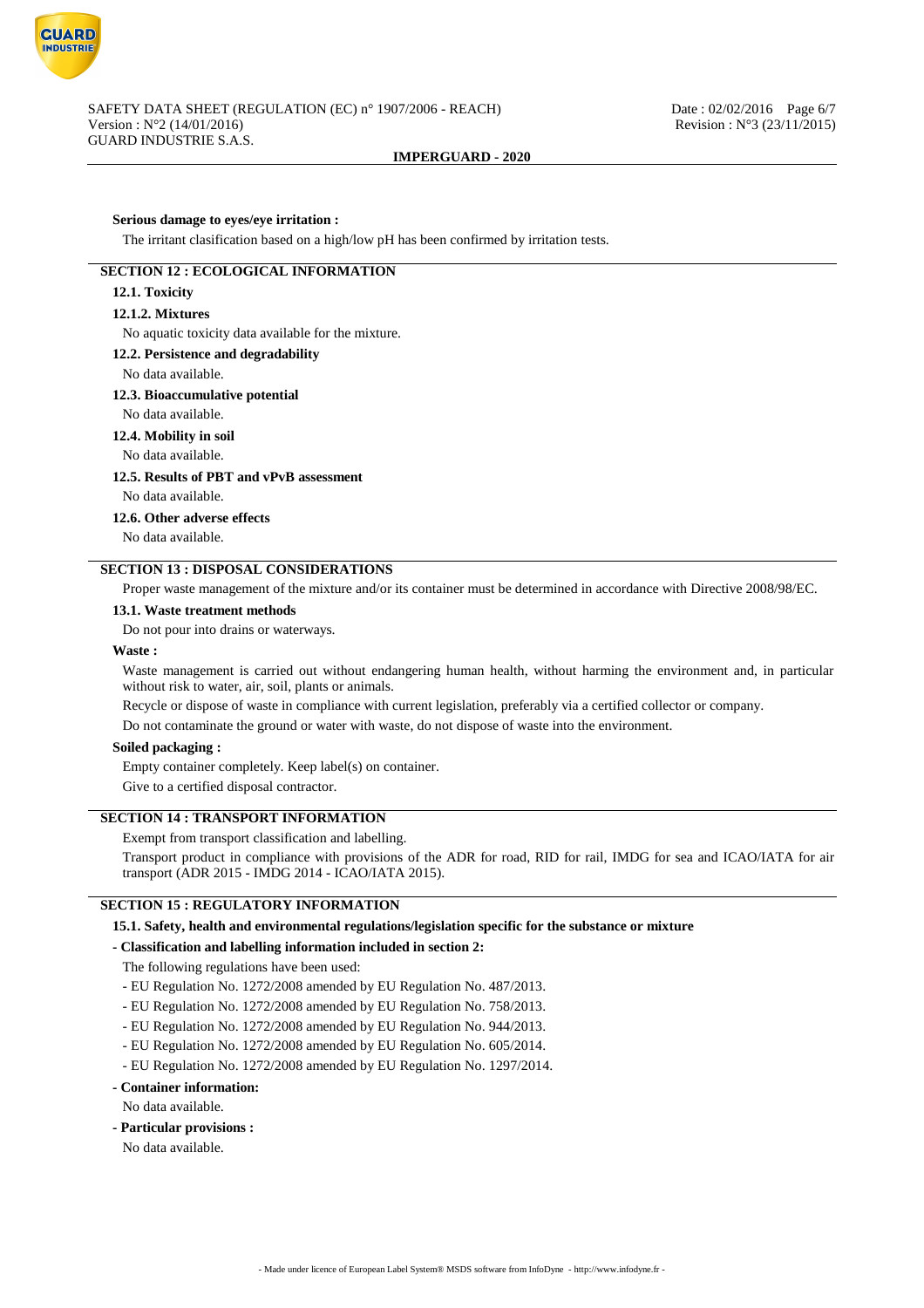**Serious damage to eyes/eye irritation :**

The irritant clasification based on a high/low pH has been confirmed by irritation tests.

## SECTION 12 : ECOLOGICAL INFORMATION

### 12.1. Toxicity

#### 12.1.2. Mixtures

No aquatic toxicity data available for the mixture.

### 12.2. Persistence and degradability

No data available.

### 12.3. Bioaccumulative potential

No data available.

### 12.4. Mobility in soil

No data available.

### 12.5. Results of PBT and vPvB assessment

No data available.

### 12.6. Other adverse effects

No data available.

## SECTION 13 : DISPOSAL CONSIDERATIONS

Proper waste management of the mixture and/or its container must be determined in accordance with Directive 2008/98/EC.

### 13.1. Waste treatment methods

Do not pour into drains or waterways.

**Waste :**

Waste management is carried out without endangering human health, without harming the environment and, in particular without risk to water, air, soil, plants or animals.

Recycle or dispose of waste in compliance with current legislation, preferably via a certified collector or company.

Do not contaminate the ground or water with waste, do not dispose of waste into the environment.

**Soiled packaging :**

Empty container completely. Keep label(s) on container.

Give to a certified disposal contractor.

## SECTION 14 : TRANSPORT INFORMATION

Exempt from transport classification and labelling.

Transport product in compliance with provisions of the ADR for road, RID for rail, IMDG for sea and ICAO/IATA for air transport (ADR 2015 - IMDG 2014 - ICAO/IATA 2015).

## SECTION 15 : REGULATORY INFORMATION

### 15.1. Safety, health and environmental regulations/legislation specific for the substance or mixture

**- Classification and labelling information included in section 2:**

The following regulations have been used:

- EU Regulation No. 1272/2008 amended by EU Regulation No. 487/2013.
- EU Regulation No. 1272/2008 amended by EU Regulation No. 758/2013.
- EU Regulation No. 1272/2008 amended by EU Regulation No. 944/2013.
- EU Regulation No. 1272/2008 amended by EU Regulation No. 605/2014.
- EU Regulation No. 1272/2008 amended by EU Regulation No. 1297/2014.

**- Container information:**

No data available.

**- Particular provisions :**

No data available.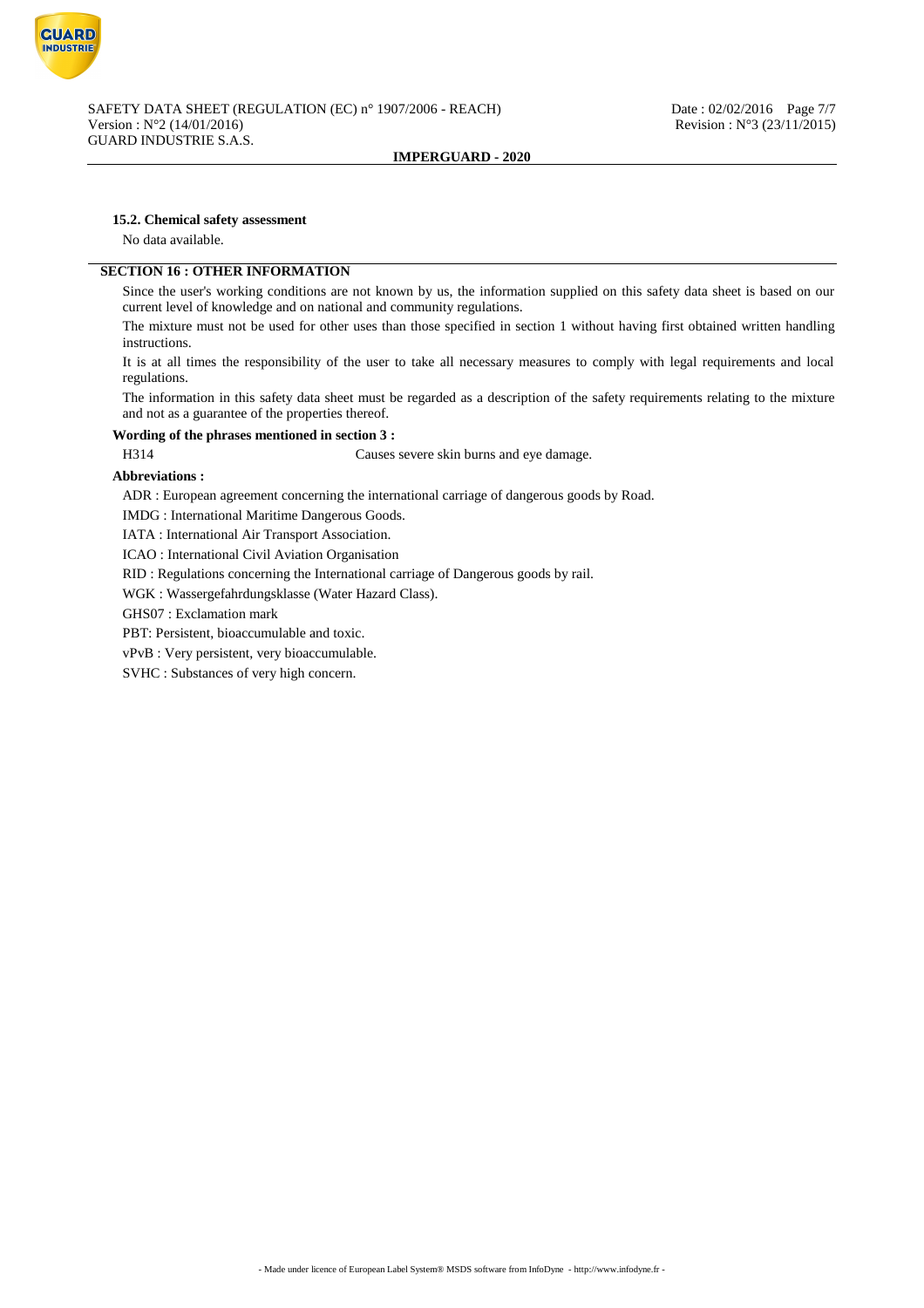### 15.2. Chemical safety assessment

No data available.

## SECTION 16 : OTHER INFORMATION

Since the user's working conditions are not known by us, the information supplied on this safety data sheet is based on our current level of knowledge and on national and community regulations.

The mixture must not be used for other uses than those specified in section 1 without having first obtained written handling instructions.

It is at all times the responsibility of the user to take all necessary measures to comply with legal requirements and local regulations.

The information in this safety data sheet must be regarded as a description of the safety requirements relating to the mixture and not as a guarantee of the properties thereof.

**Wording of the phrases mentioned in section 3 :**

| | |
|---|---|
| H314 | Causes severe skin burns and eye damage. |

**Abbreviations :**

ADR : European agreement concerning the international carriage of dangerous goods by Road.

IMDG : International Maritime Dangerous Goods.

IATA : International Air Transport Association.

ICAO : International Civil Aviation Organisation

RID : Regulations concerning the International carriage of Dangerous goods by rail.

WGK : Wassergefahrdungsklasse (Water Hazard Class).

GHS07 : Exclamation mark

PBT: Persistent, bioaccumulable and toxic.

vPvB : Very persistent, very bioaccumulable.

SVHC : Substances of very high concern.